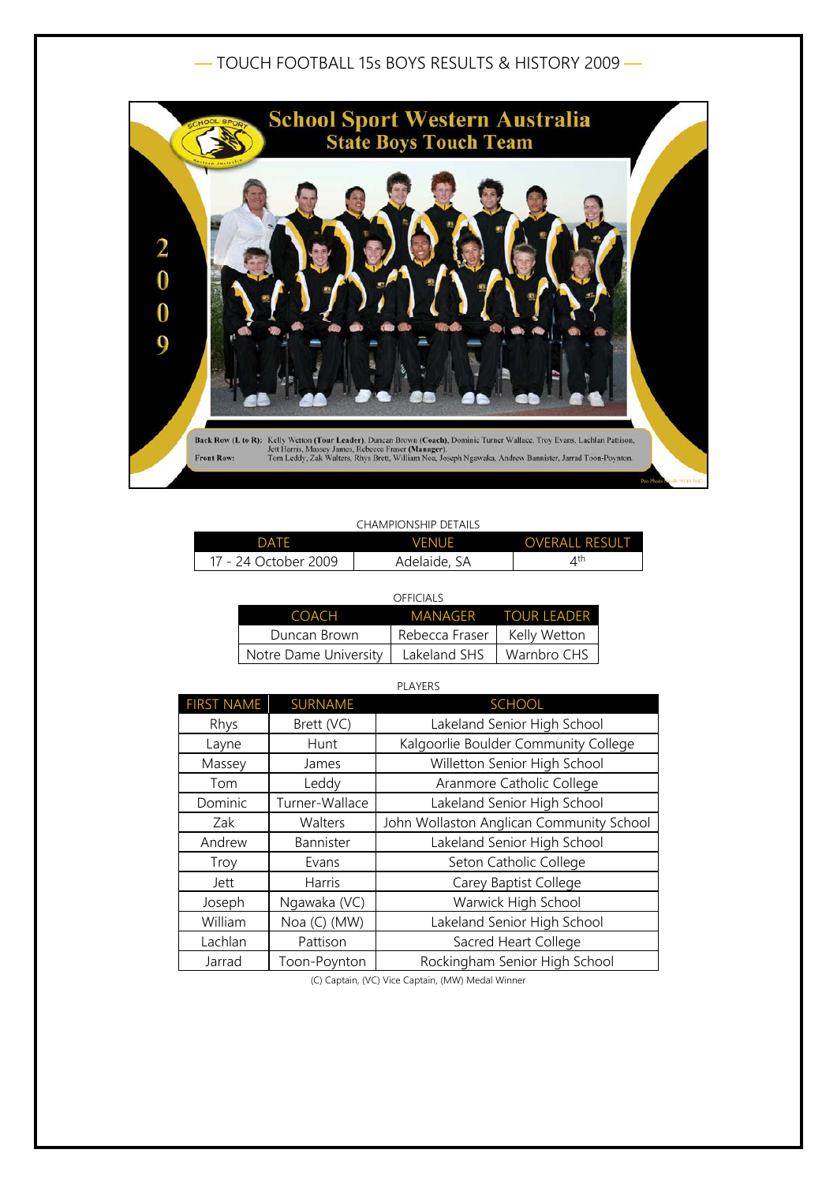# — TOUCH FOOTBALL 15s BOYS RESULTS & HISTORY 2009 —

School Sport Western Australia
State Boys Touch Team

2009

Back Row (L to R): Kelly Wetton (Tour Leader), Duncan Brown (Coach), Dominic Turner Wallace, Troy Evans, Lachlan Pattison, Jett Harris, Massey James, Rebecca Fraser (Manager).
Front Row: Tom Leddy, Zak Walters, Rhys Brett, William Noa, Joseph Ngawaka, Andrew Bannister, Jarrad Toon-Poynton.

CHAMPIONSHIP DETAILS

| DATE | VENUE | OVERALL RESULT |
|---|---|---|
| 17 - 24 October 2009 | Adelaide, SA | 4th |

OFFICIALS

| COACH | MANAGER | TOUR LEADER |
|---|---|---|
| Duncan Brown | Rebecca Fraser | Kelly Wetton |
| Notre Dame University | Lakeland SHS | Warnbro CHS |

PLAYERS

| FIRST NAME | SURNAME | SCHOOL |
|---|---|---|
| Rhys | Brett (VC) | Lakeland Senior High School |
| Layne | Hunt | Kalgoorlie Boulder Community College |
| Massey | James | Willetton Senior High School |
| Tom | Leddy | Aranmore Catholic College |
| Dominic | Turner-Wallace | Lakeland Senior High School |
| Zak | Walters | John Wollaston Anglican Community School |
| Andrew | Bannister | Lakeland Senior High School |
| Troy | Evans | Seton Catholic College |
| Jett | Harris | Carey Baptist College |
| Joseph | Ngawaka (VC) | Warwick High School |
| William | Noa (C) (MW) | Lakeland Senior High School |
| Lachlan | Pattison | Sacred Heart College |
| Jarrad | Toon-Poynton | Rockingham Senior High School |

(C) Captain, (VC) Vice Captain, (MW) Medal Winner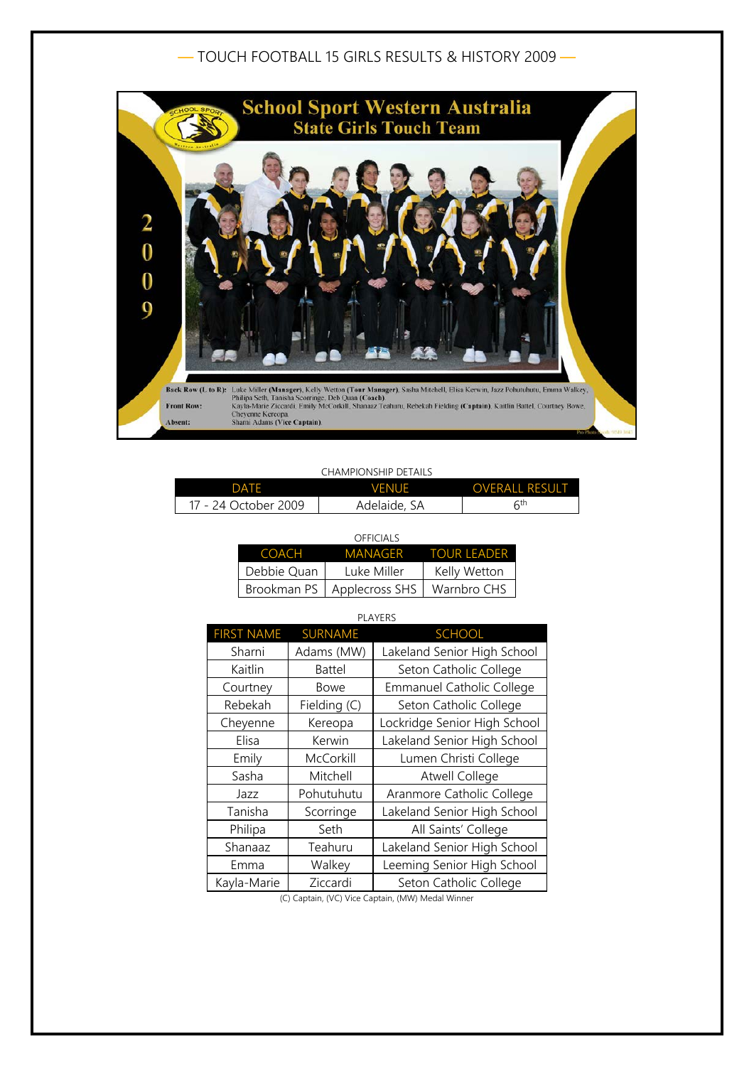# — TOUCH FOOTBALL 15 GIRLS RESULTS & HISTORY 2009 —

School Sport Western Australia
State Girls Touch Team

2009

Back Row (L to R): Luke Miller (Manager), Kelly Wetton (Tour Manager), Sasha Mitchell, Elisa Kerwin, Jazz Pohutuhutu, Emma Walkey, Philipa Seth, Tanisha Scorringe, Deb Quan (Coach).
Front Row: Kayla-Marie Ziccardi, Emily McCorkill, Shanaaz Teahuru, Rebekah Fielding (Captain), Kaitlin Battel, Courtney Bowe, Cheyenne Kereopa.
Absent: Sharni Adams (Vice Captain).

CHAMPIONSHIP DETAILS

| DATE | VENUE | OVERALL RESULT |
|---|---|---|
| 17 - 24 October 2009 | Adelaide, SA | 6th |

OFFICIALS

| COACH | MANAGER | TOUR LEADER |
|---|---|---|
| Debbie Quan | Luke Miller | Kelly Wetton |
| Brookman PS | Applecross SHS | Warnbro CHS |

PLAYERS

| FIRST NAME | SURNAME | SCHOOL |
|---|---|---|
| Sharni | Adams (MW) | Lakeland Senior High School |
| Kaitlin | Battel | Seton Catholic College |
| Courtney | Bowe | Emmanuel Catholic College |
| Rebekah | Fielding (C) | Seton Catholic College |
| Cheyenne | Kereopa | Lockridge Senior High School |
| Elisa | Kerwin | Lakeland Senior High School |
| Emily | McCorkill | Lumen Christi College |
| Sasha | Mitchell | Atwell College |
| Jazz | Pohutuhutu | Aranmore Catholic College |
| Tanisha | Scorringe | Lakeland Senior High School |
| Philipa | Seth | All Saints' College |
| Shanaaz | Teahuru | Lakeland Senior High School |
| Emma | Walkey | Leeming Senior High School |
| Kayla-Marie | Ziccardi | Seton Catholic College |

(C) Captain, (VC) Vice Captain, (MW) Medal Winner